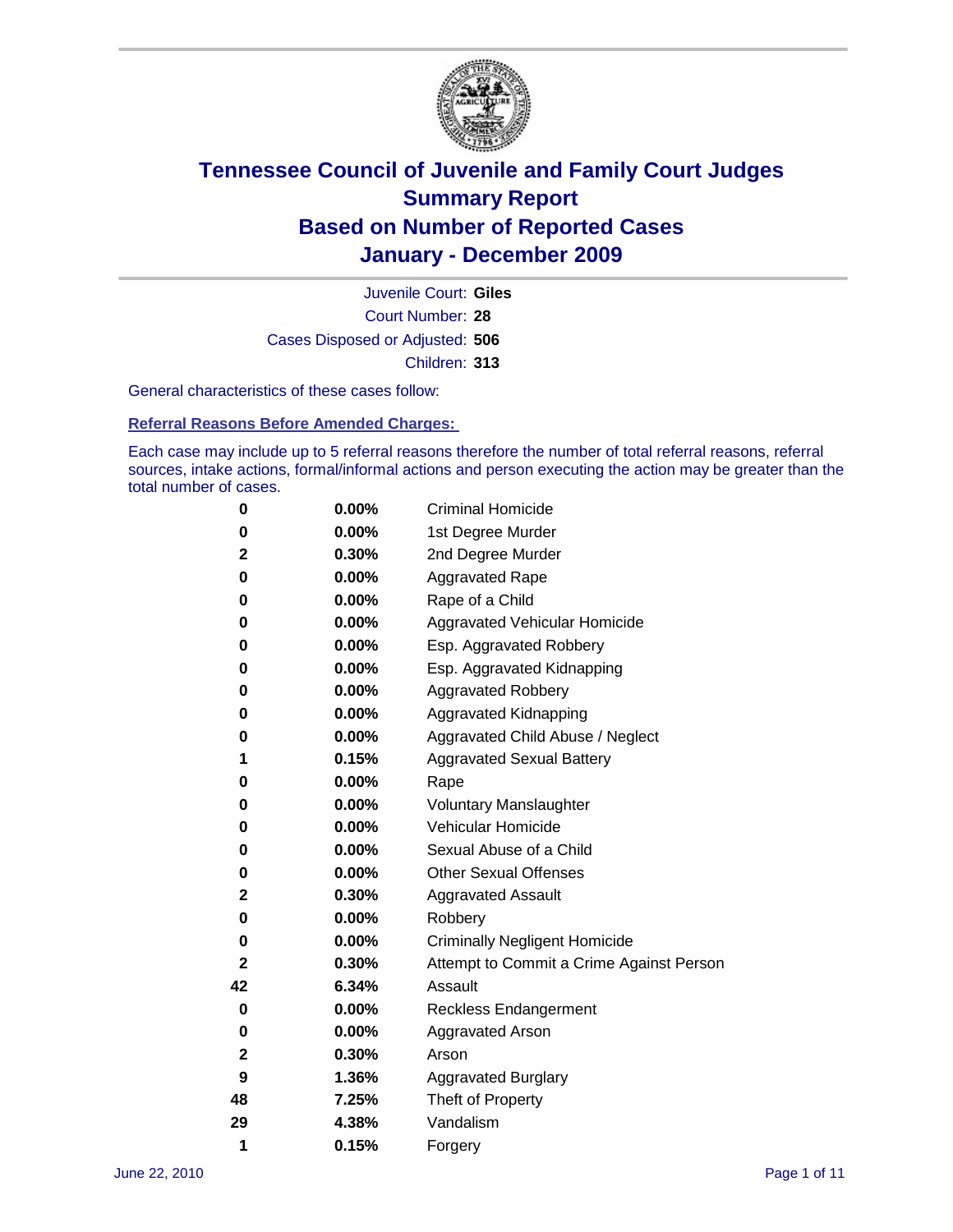# Tennessee Council of Juvenile and Family Court Judges
# Summary Report
# Based on Number of Reported Cases
# January - December 2009

Juvenile Court: **Giles**

Court Number: **28**

Cases Disposed or Adjusted: **506**

Children: **313**

General characteristics of these cases follow:

**Referral Reasons Before Amended Charges:**

Each case may include up to 5 referral reasons therefore the number of total referral reasons, referral sources, intake actions, formal/informal actions and person executing the action may be greater than the total number of cases.

| | | |
|---|---|---|
| 0 | 0.00% | Criminal Homicide |
| 0 | 0.00% | 1st Degree Murder |
| 2 | 0.30% | 2nd Degree Murder |
| 0 | 0.00% | Aggravated Rape |
| 0 | 0.00% | Rape of a Child |
| 0 | 0.00% | Aggravated Vehicular Homicide |
| 0 | 0.00% | Esp. Aggravated Robbery |
| 0 | 0.00% | Esp. Aggravated Kidnapping |
| 0 | 0.00% | Aggravated Robbery |
| 0 | 0.00% | Aggravated Kidnapping |
| 0 | 0.00% | Aggravated Child Abuse / Neglect |
| 1 | 0.15% | Aggravated Sexual Battery |
| 0 | 0.00% | Rape |
| 0 | 0.00% | Voluntary Manslaughter |
| 0 | 0.00% | Vehicular Homicide |
| 0 | 0.00% | Sexual Abuse of a Child |
| 0 | 0.00% | Other Sexual Offenses |
| 2 | 0.30% | Aggravated Assault |
| 0 | 0.00% | Robbery |
| 0 | 0.00% | Criminally Negligent Homicide |
| 2 | 0.30% | Attempt to Commit a Crime Against Person |
| 42 | 6.34% | Assault |
| 0 | 0.00% | Reckless Endangerment |
| 0 | 0.00% | Aggravated Arson |
| 2 | 0.30% | Arson |
| 9 | 1.36% | Aggravated Burglary |
| 48 | 7.25% | Theft of Property |
| 29 | 4.38% | Vandalism |
| 1 | 0.15% | Forgery |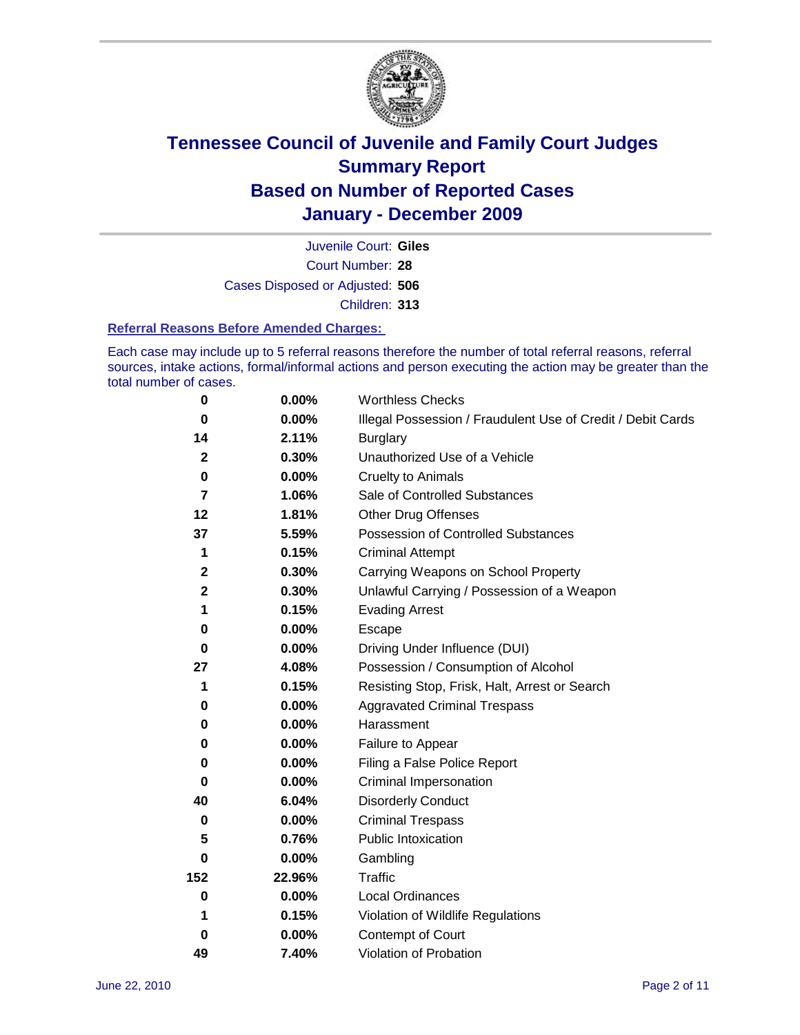# Tennessee Council of Juvenile and Family Court Judges
# Summary Report
# Based on Number of Reported Cases
# January - December 2009

Juvenile Court: **Giles**
Court Number: **28**
Cases Disposed or Adjusted: **506**
Children: **313**

### Referral Reasons Before Amended Charges:

Each case may include up to 5 referral reasons therefore the number of total referral reasons, referral sources, intake actions, formal/informal actions and person executing the action may be greater than the total number of cases.

| Count | Percent | Referral Reason |
|---|---|---|
| 0 | 0.00% | Worthless Checks |
| 0 | 0.00% | Illegal Possession / Fraudulent Use of Credit / Debit Cards |
| 14 | 2.11% | Burglary |
| 2 | 0.30% | Unauthorized Use of a Vehicle |
| 0 | 0.00% | Cruelty to Animals |
| 7 | 1.06% | Sale of Controlled Substances |
| 12 | 1.81% | Other Drug Offenses |
| 37 | 5.59% | Possession of Controlled Substances |
| 1 | 0.15% | Criminal Attempt |
| 2 | 0.30% | Carrying Weapons on School Property |
| 2 | 0.30% | Unlawful Carrying / Possession of a Weapon |
| 1 | 0.15% | Evading Arrest |
| 0 | 0.00% | Escape |
| 0 | 0.00% | Driving Under Influence (DUI) |
| 27 | 4.08% | Possession / Consumption of Alcohol |
| 1 | 0.15% | Resisting Stop, Frisk, Halt, Arrest or Search |
| 0 | 0.00% | Aggravated Criminal Trespass |
| 0 | 0.00% | Harassment |
| 0 | 0.00% | Failure to Appear |
| 0 | 0.00% | Filing a False Police Report |
| 0 | 0.00% | Criminal Impersonation |
| 40 | 6.04% | Disorderly Conduct |
| 0 | 0.00% | Criminal Trespass |
| 5 | 0.76% | Public Intoxication |
| 0 | 0.00% | Gambling |
| 152 | 22.96% | Traffic |
| 0 | 0.00% | Local Ordinances |
| 1 | 0.15% | Violation of Wildlife Regulations |
| 0 | 0.00% | Contempt of Court |
| 49 | 7.40% | Violation of Probation |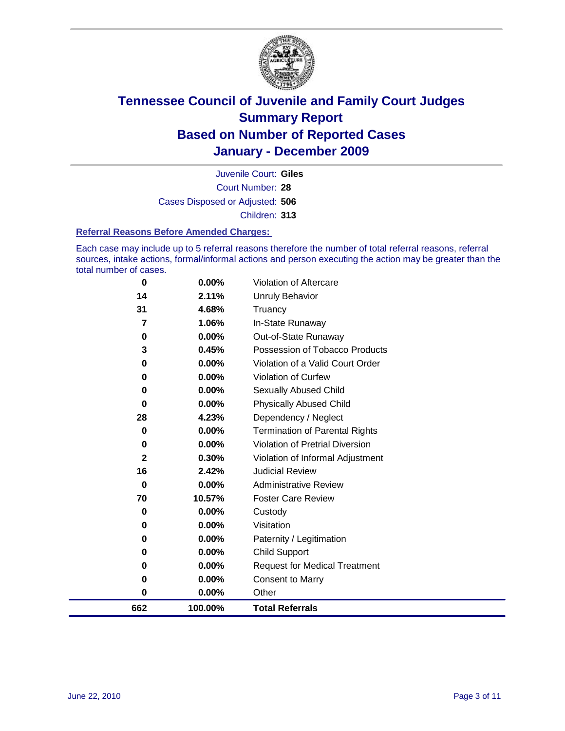# Tennessee Council of Juvenile and Family Court Judges
## Summary Report
## Based on Number of Reported Cases
## January - December 2009

Juvenile Court: **Giles**
Court Number: **28**
Cases Disposed or Adjusted: **506**
Children: **313**

### Referral Reasons Before Amended Charges:

Each case may include up to 5 referral reasons therefore the number of total referral reasons, referral sources, intake actions, formal/informal actions and person executing the action may be greater than the total number of cases.

| | | |
|---|---|---|
| 0 | 0.00% | Violation of Aftercare |
| 14 | 2.11% | Unruly Behavior |
| 31 | 4.68% | Truancy |
| 7 | 1.06% | In-State Runaway |
| 0 | 0.00% | Out-of-State Runaway |
| 3 | 0.45% | Possession of Tobacco Products |
| 0 | 0.00% | Violation of a Valid Court Order |
| 0 | 0.00% | Violation of Curfew |
| 0 | 0.00% | Sexually Abused Child |
| 0 | 0.00% | Physically Abused Child |
| 28 | 4.23% | Dependency / Neglect |
| 0 | 0.00% | Termination of Parental Rights |
| 0 | 0.00% | Violation of Pretrial Diversion |
| 2 | 0.30% | Violation of Informal Adjustment |
| 16 | 2.42% | Judicial Review |
| 0 | 0.00% | Administrative Review |
| 70 | 10.57% | Foster Care Review |
| 0 | 0.00% | Custody |
| 0 | 0.00% | Visitation |
| 0 | 0.00% | Paternity / Legitimation |
| 0 | 0.00% | Child Support |
| 0 | 0.00% | Request for Medical Treatment |
| 0 | 0.00% | Consent to Marry |
| 0 | 0.00% | Other |
| **662** | **100.00%** | **Total Referrals** |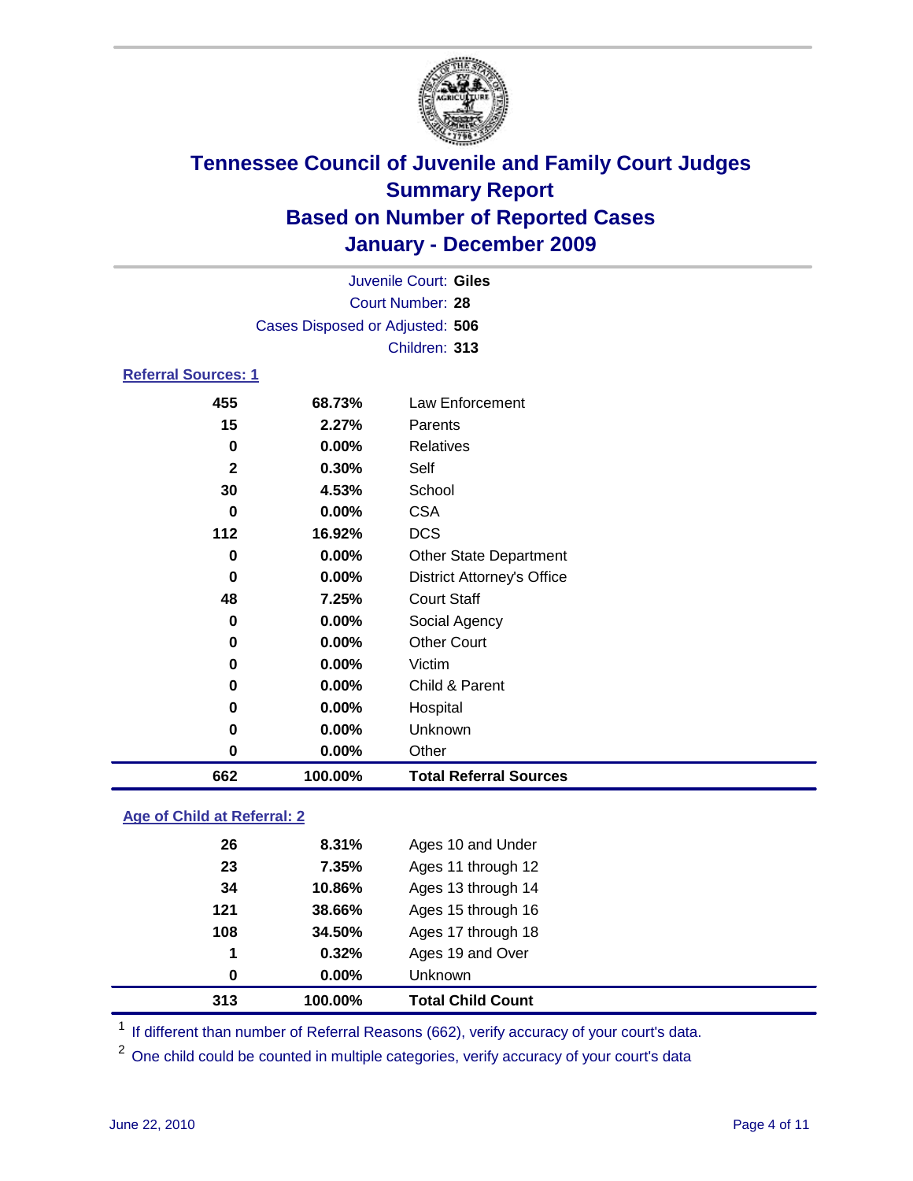# Tennessee Council of Juvenile and Family Court Judges
## Summary Report
## Based on Number of Reported Cases
## January - December 2009

Juvenile Court: **Giles**
Court Number: **28**
Cases Disposed or Adjusted: **506**
Children: **313**

### Referral Sources: 1

| Count | Percent | Source |
|---|---|---|
| 455 | 68.73% | Law Enforcement |
| 15 | 2.27% | Parents |
| 0 | 0.00% | Relatives |
| 2 | 0.30% | Self |
| 30 | 4.53% | School |
| 0 | 0.00% | CSA |
| 112 | 16.92% | DCS |
| 0 | 0.00% | Other State Department |
| 0 | 0.00% | District Attorney's Office |
| 48 | 7.25% | Court Staff |
| 0 | 0.00% | Social Agency |
| 0 | 0.00% | Other Court |
| 0 | 0.00% | Victim |
| 0 | 0.00% | Child & Parent |
| 0 | 0.00% | Hospital |
| 0 | 0.00% | Unknown |
| 0 | 0.00% | Other |
| **662** | **100.00%** | **Total Referral Sources** |

### Age of Child at Referral: 2

| Count | Percent | Age |
|---|---|---|
| 26 | 8.31% | Ages 10 and Under |
| 23 | 7.35% | Ages 11 through 12 |
| 34 | 10.86% | Ages 13 through 14 |
| 121 | 38.66% | Ages 15 through 16 |
| 108 | 34.50% | Ages 17 through 18 |
| 1 | 0.32% | Ages 19 and Over |
| 0 | 0.00% | Unknown |
| **313** | **100.00%** | **Total Child Count** |

[1] If different than number of Referral Reasons (662), verify accuracy of your court's data.

[2] One child could be counted in multiple categories, verify accuracy of your court's data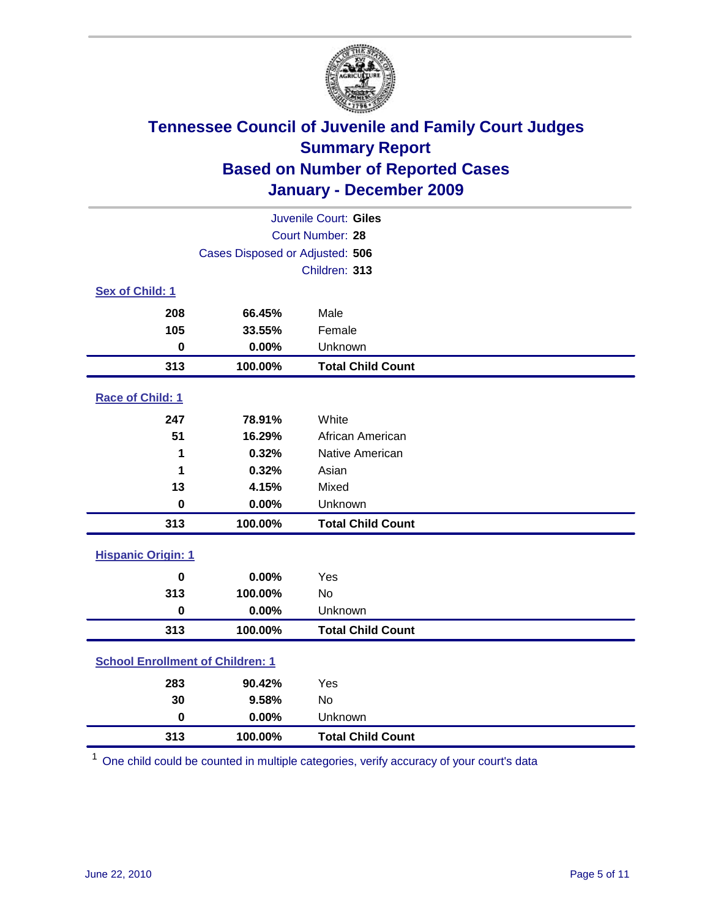# Tennessee Council of Juvenile and Family Court Judges
## Summary Report
## Based on Number of Reported Cases
## January - December 2009

Juvenile Court: **Giles**
Court Number: **28**
Cases Disposed or Adjusted: **506**
Children: **313**

### Sex of Child: 1

| | | |
|---|---|---|
| 208 | 66.45% | Male |
| 105 | 33.55% | Female |
| 0 | 0.00% | Unknown |
| **313** | **100.00%** | **Total Child Count** |

### Race of Child: 1

| | | |
|---|---|---|
| 247 | 78.91% | White |
| 51 | 16.29% | African American |
| 1 | 0.32% | Native American |
| 1 | 0.32% | Asian |
| 13 | 4.15% | Mixed |
| 0 | 0.00% | Unknown |
| **313** | **100.00%** | **Total Child Count** |

### Hispanic Origin: 1

| | | |
|---|---|---|
| 0 | 0.00% | Yes |
| 313 | 100.00% | No |
| 0 | 0.00% | Unknown |
| **313** | **100.00%** | **Total Child Count** |

### School Enrollment of Children: 1

| | | |
|---|---|---|
| 283 | 90.42% | Yes |
| 30 | 9.58% | No |
| 0 | 0.00% | Unknown |
| **313** | **100.00%** | **Total Child Count** |

[1] One child could be counted in multiple categories, verify accuracy of your court's data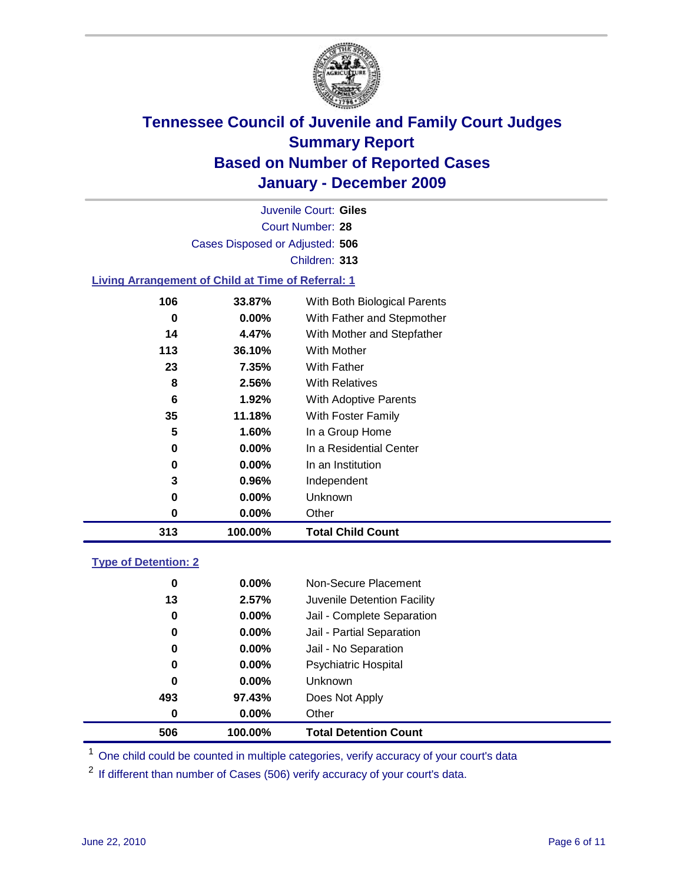# Tennessee Council of Juvenile and Family Court Judges
## Summary Report
## Based on Number of Reported Cases
## January - December 2009

Juvenile Court: **Giles**

Court Number: **28**

Cases Disposed or Adjusted: **506**

Children: **313**

### Living Arrangement of Child at Time of Referral: 1

| Count | Percent | Category |
|---|---|---|
| 106 | 33.87% | With Both Biological Parents |
| 0 | 0.00% | With Father and Stepmother |
| 14 | 4.47% | With Mother and Stepfather |
| 113 | 36.10% | With Mother |
| 23 | 7.35% | With Father |
| 8 | 2.56% | With Relatives |
| 6 | 1.92% | With Adoptive Parents |
| 35 | 11.18% | With Foster Family |
| 5 | 1.60% | In a Group Home |
| 0 | 0.00% | In a Residential Center |
| 0 | 0.00% | In an Institution |
| 3 | 0.96% | Independent |
| 0 | 0.00% | Unknown |
| 0 | 0.00% | Other |
| **313** | **100.00%** | **Total Child Count** |

### Type of Detention: 2

| Count | Percent | Category |
|---|---|---|
| 0 | 0.00% | Non-Secure Placement |
| 13 | 2.57% | Juvenile Detention Facility |
| 0 | 0.00% | Jail - Complete Separation |
| 0 | 0.00% | Jail - Partial Separation |
| 0 | 0.00% | Jail - No Separation |
| 0 | 0.00% | Psychiatric Hospital |
| 0 | 0.00% | Unknown |
| 493 | 97.43% | Does Not Apply |
| 0 | 0.00% | Other |
| **506** | **100.00%** | **Total Detention Count** |

[1] One child could be counted in multiple categories, verify accuracy of your court's data

[2] If different than number of Cases (506) verify accuracy of your court's data.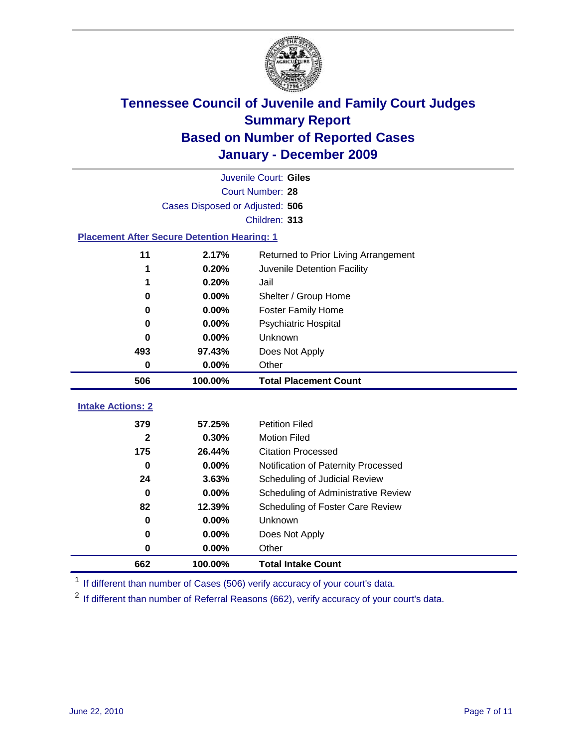# Tennessee Council of Juvenile and Family Court Judges
## Summary Report
## Based on Number of Reported Cases
## January - December 2009

Juvenile Court: **Giles**
Court Number: **28**
Cases Disposed or Adjusted: **506**
Children: **313**

### Placement After Secure Detention Hearing: 1

| Count | Percent | Placement |
|---|---|---|
| 11 | 2.17% | Returned to Prior Living Arrangement |
| 1 | 0.20% | Juvenile Detention Facility |
| 1 | 0.20% | Jail |
| 0 | 0.00% | Shelter / Group Home |
| 0 | 0.00% | Foster Family Home |
| 0 | 0.00% | Psychiatric Hospital |
| 0 | 0.00% | Unknown |
| 493 | 97.43% | Does Not Apply |
| 0 | 0.00% | Other |
| **506** | **100.00%** | **Total Placement Count** |

### Intake Actions: 2

| Count | Percent | Intake Action |
|---|---|---|
| 379 | 57.25% | Petition Filed |
| 2 | 0.30% | Motion Filed |
| 175 | 26.44% | Citation Processed |
| 0 | 0.00% | Notification of Paternity Processed |
| 24 | 3.63% | Scheduling of Judicial Review |
| 0 | 0.00% | Scheduling of Administrative Review |
| 82 | 12.39% | Scheduling of Foster Care Review |
| 0 | 0.00% | Unknown |
| 0 | 0.00% | Does Not Apply |
| 0 | 0.00% | Other |
| **662** | **100.00%** | **Total Intake Count** |

[1] If different than number of Cases (506) verify accuracy of your court's data.

[2] If different than number of Referral Reasons (662), verify accuracy of your court's data.

June 22, 2010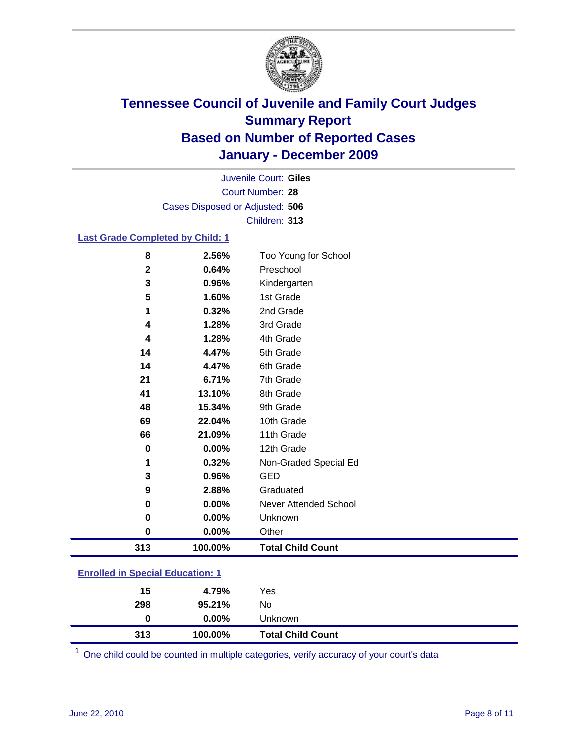# Tennessee Council of Juvenile and Family Court Judges
## Summary Report
## Based on Number of Reported Cases
## January - December 2009

Juvenile Court: **Giles**
Court Number: **28**
Cases Disposed or Adjusted: **506**
Children: **313**

### Last Grade Completed by Child: 1

| Count | Percent | Category |
|---|---|---|
| 8 | 2.56% | Too Young for School |
| 2 | 0.64% | Preschool |
| 3 | 0.96% | Kindergarten |
| 5 | 1.60% | 1st Grade |
| 1 | 0.32% | 2nd Grade |
| 4 | 1.28% | 3rd Grade |
| 4 | 1.28% | 4th Grade |
| 14 | 4.47% | 5th Grade |
| 14 | 4.47% | 6th Grade |
| 21 | 6.71% | 7th Grade |
| 41 | 13.10% | 8th Grade |
| 48 | 15.34% | 9th Grade |
| 69 | 22.04% | 10th Grade |
| 66 | 21.09% | 11th Grade |
| 0 | 0.00% | 12th Grade |
| 1 | 0.32% | Non-Graded Special Ed |
| 3 | 0.96% | GED |
| 9 | 2.88% | Graduated |
| 0 | 0.00% | Never Attended School |
| 0 | 0.00% | Unknown |
| 0 | 0.00% | Other |
| **313** | **100.00%** | **Total Child Count** |

### Enrolled in Special Education: 1

| Count | Percent | Category |
|---|---|---|
| 15 | 4.79% | Yes |
| 298 | 95.21% | No |
| 0 | 0.00% | Unknown |
| **313** | **100.00%** | **Total Child Count** |

[1] One child could be counted in multiple categories, verify accuracy of your court's data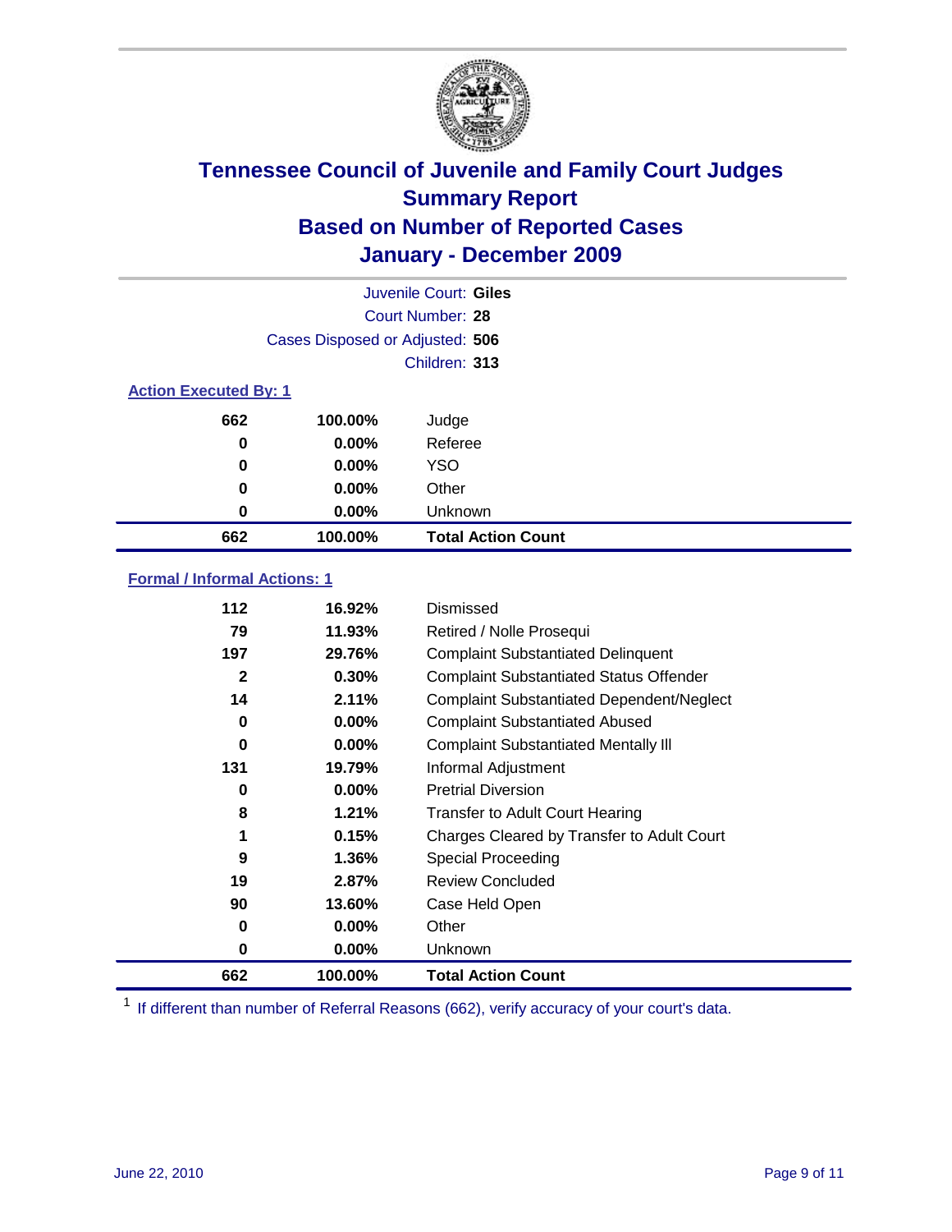# Tennessee Council of Juvenile and Family Court Judges
## Summary Report
## Based on Number of Reported Cases
## January - December 2009

Juvenile Court: **Giles**
Court Number: **28**
Cases Disposed or Adjusted: **506**
Children: **313**

### Action Executed By: 1

| | | |
|---|---|---|
| 662 | 100.00% | Judge |
| 0 | 0.00% | Referee |
| 0 | 0.00% | YSO |
| 0 | 0.00% | Other |
| 0 | 0.00% | Unknown |
| **662** | **100.00%** | **Total Action Count** |

### Formal / Informal Actions: 1

| | | |
|---|---|---|
| 112 | 16.92% | Dismissed |
| 79 | 11.93% | Retired / Nolle Prosequi |
| 197 | 29.76% | Complaint Substantiated Delinquent |
| 2 | 0.30% | Complaint Substantiated Status Offender |
| 14 | 2.11% | Complaint Substantiated Dependent/Neglect |
| 0 | 0.00% | Complaint Substantiated Abused |
| 0 | 0.00% | Complaint Substantiated Mentally Ill |
| 131 | 19.79% | Informal Adjustment |
| 0 | 0.00% | Pretrial Diversion |
| 8 | 1.21% | Transfer to Adult Court Hearing |
| 1 | 0.15% | Charges Cleared by Transfer to Adult Court |
| 9 | 1.36% | Special Proceeding |
| 19 | 2.87% | Review Concluded |
| 90 | 13.60% | Case Held Open |
| 0 | 0.00% | Other |
| 0 | 0.00% | Unknown |
| **662** | **100.00%** | **Total Action Count** |

[1] If different than number of Referral Reasons (662), verify accuracy of your court's data.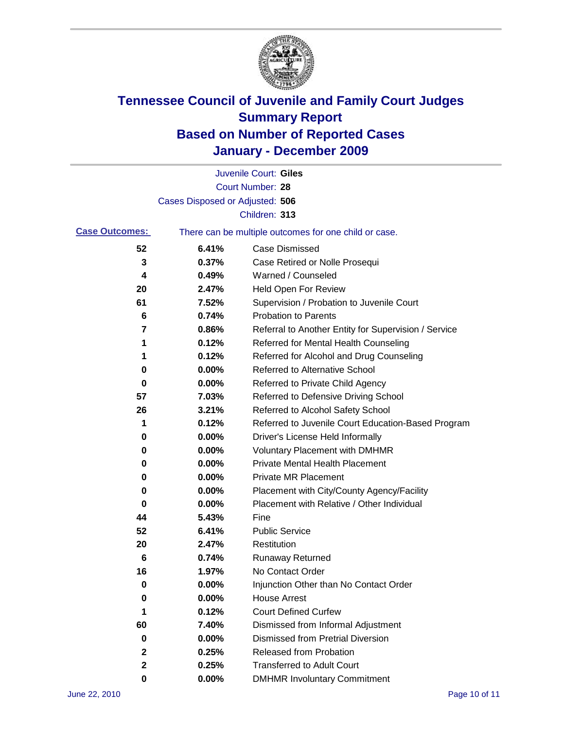# Tennessee Council of Juvenile and Family Court Judges
## Summary Report
## Based on Number of Reported Cases
## January - December 2009

Juvenile Court: **Giles**
Court Number: **28**
Cases Disposed or Adjusted: **506**
Children: **313**

**Case Outcomes:** There can be multiple outcomes for one child or case.

| Count | Percent | Outcome |
|---|---|---|
| 52 | 6.41% | Case Dismissed |
| 3 | 0.37% | Case Retired or Nolle Prosequi |
| 4 | 0.49% | Warned / Counseled |
| 20 | 2.47% | Held Open For Review |
| 61 | 7.52% | Supervision / Probation to Juvenile Court |
| 6 | 0.74% | Probation to Parents |
| 7 | 0.86% | Referral to Another Entity for Supervision / Service |
| 1 | 0.12% | Referred for Mental Health Counseling |
| 1 | 0.12% | Referred for Alcohol and Drug Counseling |
| 0 | 0.00% | Referred to Alternative School |
| 0 | 0.00% | Referred to Private Child Agency |
| 57 | 7.03% | Referred to Defensive Driving School |
| 26 | 3.21% | Referred to Alcohol Safety School |
| 1 | 0.12% | Referred to Juvenile Court Education-Based Program |
| 0 | 0.00% | Driver's License Held Informally |
| 0 | 0.00% | Voluntary Placement with DMHMR |
| 0 | 0.00% | Private Mental Health Placement |
| 0 | 0.00% | Private MR Placement |
| 0 | 0.00% | Placement with City/County Agency/Facility |
| 0 | 0.00% | Placement with Relative / Other Individual |
| 44 | 5.43% | Fine |
| 52 | 6.41% | Public Service |
| 20 | 2.47% | Restitution |
| 6 | 0.74% | Runaway Returned |
| 16 | 1.97% | No Contact Order |
| 0 | 0.00% | Injunction Other than No Contact Order |
| 0 | 0.00% | House Arrest |
| 1 | 0.12% | Court Defined Curfew |
| 60 | 7.40% | Dismissed from Informal Adjustment |
| 0 | 0.00% | Dismissed from Pretrial Diversion |
| 2 | 0.25% | Released from Probation |
| 2 | 0.25% | Transferred to Adult Court |
| 0 | 0.00% | DMHMR Involuntary Commitment |

June 22, 2010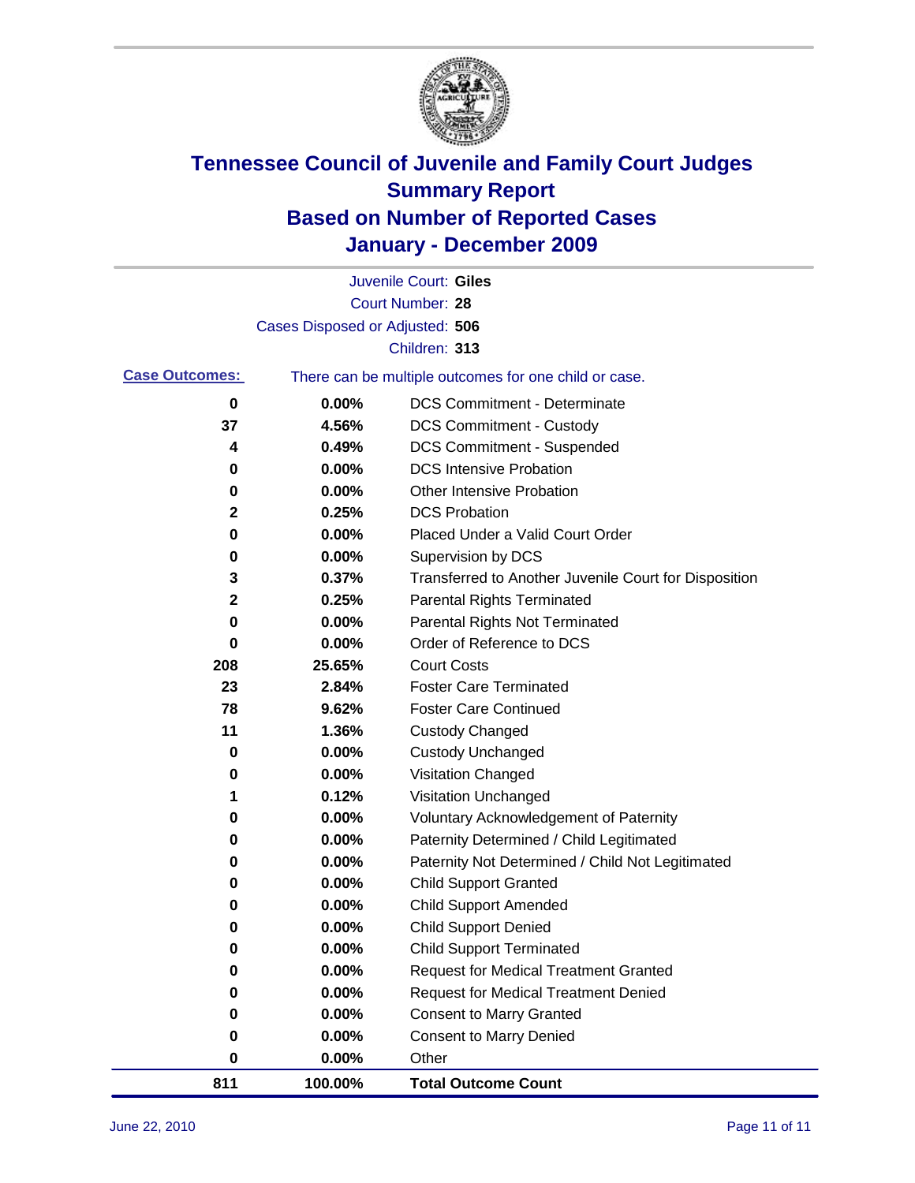# Tennessee Council of Juvenile and Family Court Judges
## Summary Report
## Based on Number of Reported Cases
## January - December 2009

Juvenile Court: **Giles**

Court Number: **28**

Cases Disposed or Adjusted: **506**

Children: **313**

**Case Outcomes:** There can be multiple outcomes for one child or case.

| | | |
|---|---|---|
| 0 | 0.00% | DCS Commitment - Determinate |
| 37 | 4.56% | DCS Commitment - Custody |
| 4 | 0.49% | DCS Commitment - Suspended |
| 0 | 0.00% | DCS Intensive Probation |
| 0 | 0.00% | Other Intensive Probation |
| 2 | 0.25% | DCS Probation |
| 0 | 0.00% | Placed Under a Valid Court Order |
| 0 | 0.00% | Supervision by DCS |
| 3 | 0.37% | Transferred to Another Juvenile Court for Disposition |
| 2 | 0.25% | Parental Rights Terminated |
| 0 | 0.00% | Parental Rights Not Terminated |
| 0 | 0.00% | Order of Reference to DCS |
| 208 | 25.65% | Court Costs |
| 23 | 2.84% | Foster Care Terminated |
| 78 | 9.62% | Foster Care Continued |
| 11 | 1.36% | Custody Changed |
| 0 | 0.00% | Custody Unchanged |
| 0 | 0.00% | Visitation Changed |
| 1 | 0.12% | Visitation Unchanged |
| 0 | 0.00% | Voluntary Acknowledgement of Paternity |
| 0 | 0.00% | Paternity Determined / Child Legitimated |
| 0 | 0.00% | Paternity Not Determined / Child Not Legitimated |
| 0 | 0.00% | Child Support Granted |
| 0 | 0.00% | Child Support Amended |
| 0 | 0.00% | Child Support Denied |
| 0 | 0.00% | Child Support Terminated |
| 0 | 0.00% | Request for Medical Treatment Granted |
| 0 | 0.00% | Request for Medical Treatment Denied |
| 0 | 0.00% | Consent to Marry Granted |
| 0 | 0.00% | Consent to Marry Denied |
| 0 | 0.00% | Other |
| **811** | **100.00%** | **Total Outcome Count** |

June 22, 2010